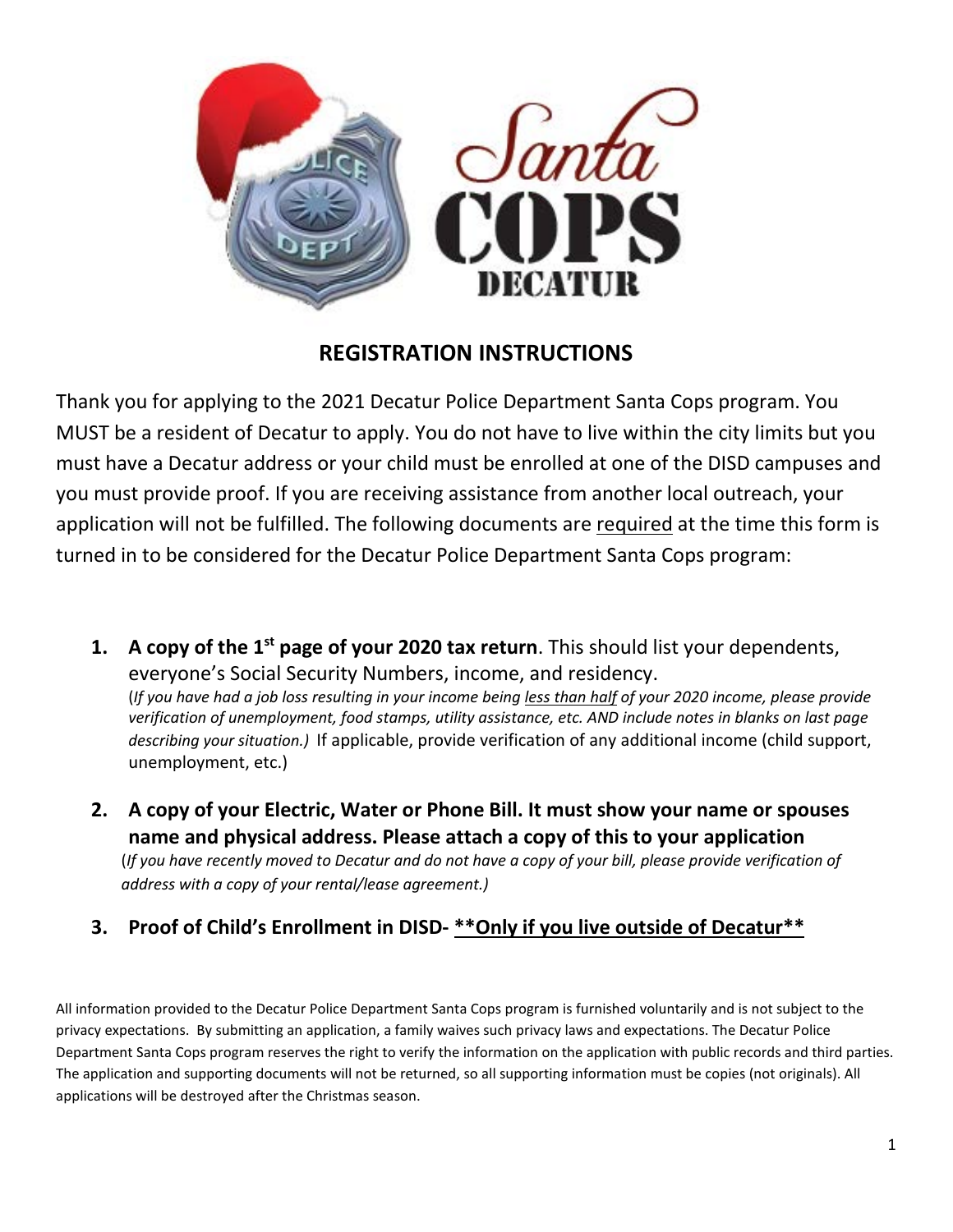# REGISTRATION INSTRUCTIONS

Thank you for applying to the 2021 Decatur Police Department Santa Cops program. You MUST be a resident of Decatur to apply. You do not have to live within the city limits but you must have a Decatur address or your child must be enrolled at one of the DISD campuses and you must provide proof. If you are receiving assistance from another local outreach, your application will not be fulfilled. The following documents are <u>required</u> at the time this form is turned in to be considered for the Decatur Police Department Santa Cops program:

1. **A copy of the 1st page of your 2020 tax return**. This should list your dependents, everyone's Social Security Numbers, income, and residency.
   (*If you have had a job loss resulting in your income being <u>less than half</u> of your 2020 income, please provide verification of unemployment, food stamps, utility assistance, etc. AND include notes in blanks on last page describing your situation.)* If applicable, provide verification of any additional income (child support, unemployment, etc.)

2. **A copy of your Electric, Water or Phone Bill. It must show your name or spouses name and physical address. Please attach a copy of this to your application**
   (*If you have recently moved to Decatur and do not have a copy of your bill, please provide verification of address with a copy of your rental/lease agreement.)*

3. **Proof of Child's Enrollment in DISD- <u>**Only if you live outside of Decatur**</u>**

All information provided to the Decatur Police Department Santa Cops program is furnished voluntarily and is not subject to the privacy expectations. By submitting an application, a family waives such privacy laws and expectations. The Decatur Police Department Santa Cops program reserves the right to verify the information on the application with public records and third parties. The application and supporting documents will not be returned, so all supporting information must be copies (not originals). All applications will be destroyed after the Christmas season.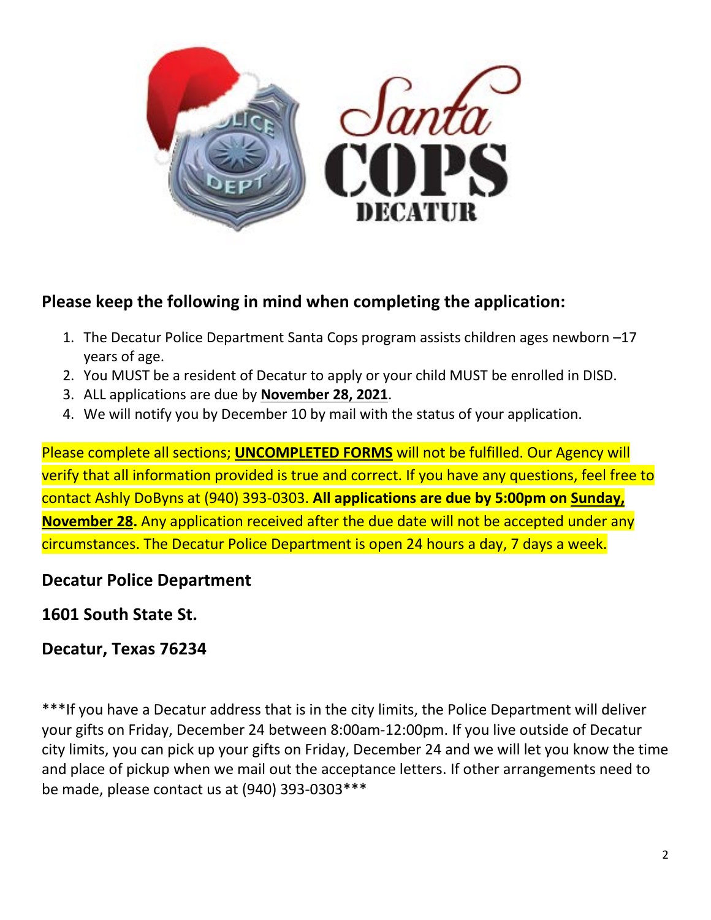Santa COPS DECATUR

## Please keep the following in mind when completing the application:

1. The Decatur Police Department Santa Cops program assists children ages newborn –17 years of age.
2. You MUST be a resident of Decatur to apply or your child MUST be enrolled in DISD.
3. ALL applications are due by **November 28, 2021**.
4. We will notify you by December 10 by mail with the status of your application.

Please complete all sections; **UNCOMPLETED FORMS** will not be fulfilled. Our Agency will verify that all information provided is true and correct. If you have any questions, feel free to contact Ashly DoByns at (940) 393-0303. **All applications are due by 5:00pm on Sunday, November 28.** Any application received after the due date will not be accepted under any circumstances. The Decatur Police Department is open 24 hours a day, 7 days a week.

**Decatur Police Department**

**1601 South State St.**

**Decatur, Texas 76234**

***If you have a Decatur address that is in the city limits, the Police Department will deliver your gifts on Friday, December 24 between 8:00am-12:00pm. If you live outside of Decatur city limits, you can pick up your gifts on Friday, December 24 and we will let you know the time and place of pickup when we mail out the acceptance letters. If other arrangements need to be made, please contact us at (940) 393-0303***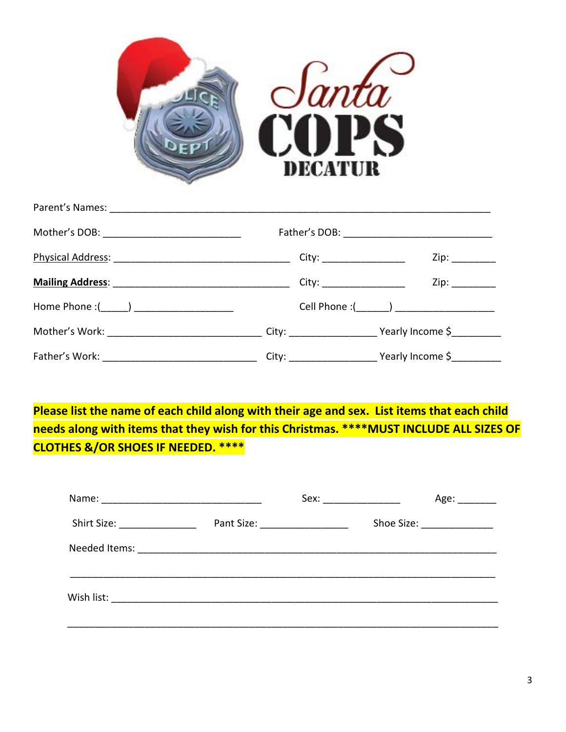# Santa COPS DECATUR

Parent's Names: ______________________________________________________________________

Mother's DOB: ________________________ Father's DOB: __________________________

Physical Address: _______________________________ City: ______________ Zip: ________

**Mailing Address**: _______________________________ City: ______________ Zip: ________

Home Phone :(_____) _________________ Cell Phone :(______) _________________

Mother's Work: ___________________________ City: _______________ Yearly Income $_________

Father's Work: ___________________________ City: _______________ Yearly Income $_________

**Please list the name of each child along with their age and sex. List items that each child needs along with items that they wish for this Christmas. ****MUST INCLUDE ALL SIZES OF CLOTHES &/OR SHOES IF NEEDED. ****

Name: ____________________________ Sex: ______________ Age: _______

Shirt Size: ______________ Pant Size: ________________ Shoe Size: _____________

Needed Items: ____________________________________________________________

__________________________________________________________________________

Wish list: ________________________________________________________________

__________________________________________________________________________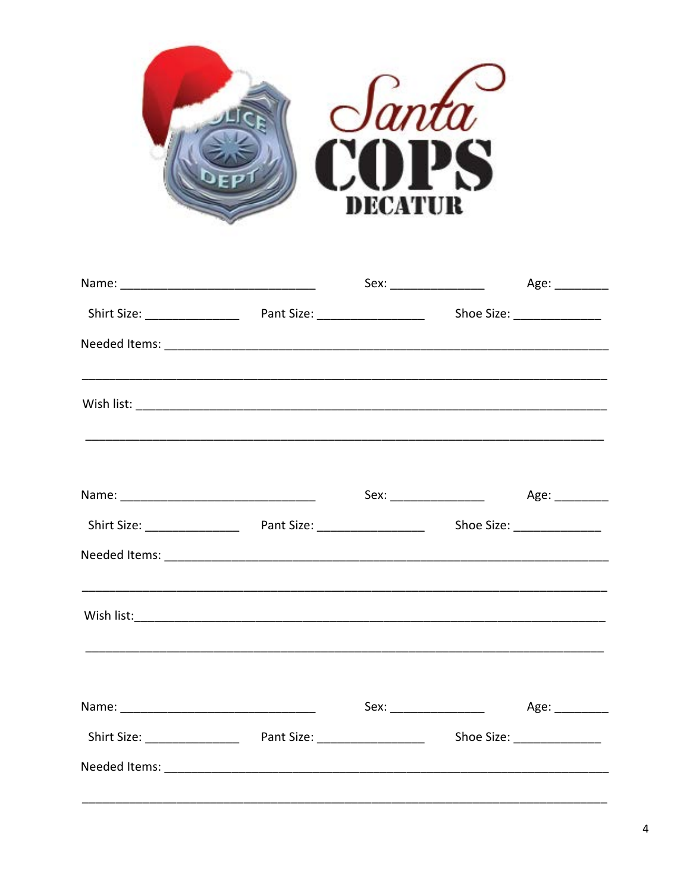# Santa COPS DECATUR

Name: ____________________________ Sex: _____________ Age: ________

Shirt Size: _____________ Pant Size: _______________ Shoe Size: ____________

Needed Items: _____________________________________________________________

___________________________________________________________________________

Wish list: ________________________________________________________________

___________________________________________________________________________

Name: ____________________________ Sex: _____________ Age: ________

Shirt Size: _____________ Pant Size: _______________ Shoe Size: ____________

Needed Items: _____________________________________________________________

___________________________________________________________________________

Wish list:_________________________________________________________________

___________________________________________________________________________

Name: ____________________________ Sex: _____________ Age: ________

Shirt Size: _____________ Pant Size: _______________ Shoe Size: ____________

Needed Items: _____________________________________________________________

___________________________________________________________________________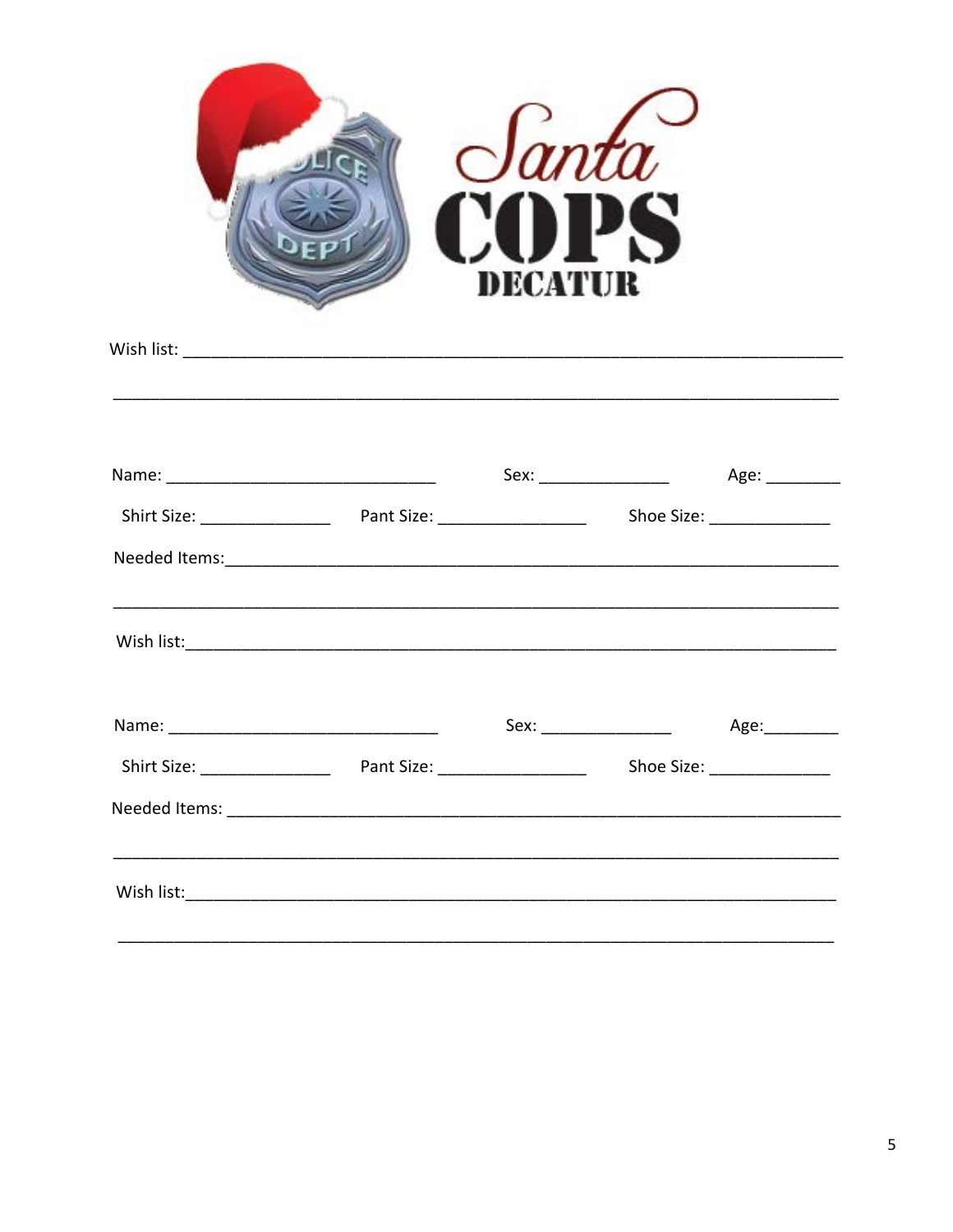# Santa COPS DECATUR

Wish list: ______________________________________________________________________

______________________________________________________________________

Name: ____________________________ Sex: _____________ Age: ________

Shirt Size: _____________ Pant Size: _______________ Shoe Size: _____________

Needed Items: ______________________________________________________________

______________________________________________________________________

Wish list: ______________________________________________________________________

Name: ____________________________ Sex: _____________ Age: ________

Shirt Size: _____________ Pant Size: _______________ Shoe Size: _____________

Needed Items: ______________________________________________________________

______________________________________________________________________

Wish list: ______________________________________________________________________

______________________________________________________________________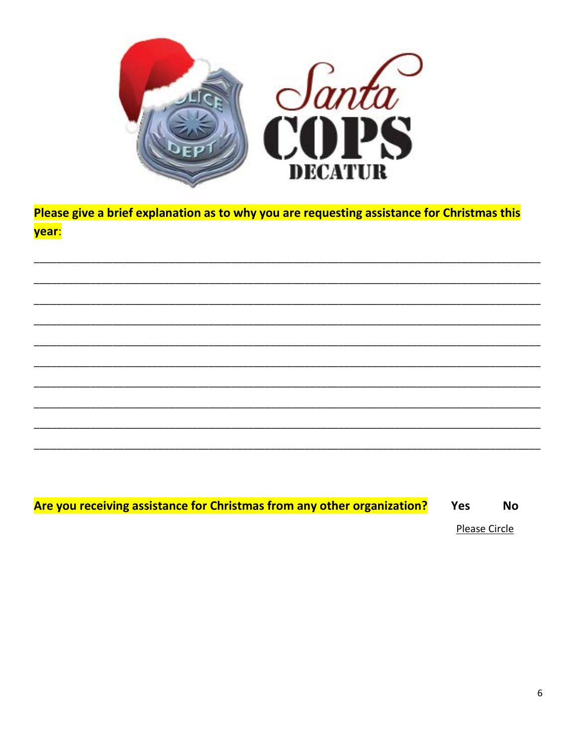Santa COPS DECATUR

**Please give a brief explanation as to why you are requesting assistance for Christmas this year**:

\_\_\_\_\_\_\_\_\_\_\_\_\_\_\_\_\_\_\_\_\_\_\_\_\_\_\_\_\_\_\_\_\_\_\_\_\_\_\_\_\_\_\_\_\_\_\_\_\_\_\_\_\_\_\_\_\_\_\_\_\_\_\_\_\_\_\_\_\_\_\_\_\_\_\_\_\_\_

\_\_\_\_\_\_\_\_\_\_\_\_\_\_\_\_\_\_\_\_\_\_\_\_\_\_\_\_\_\_\_\_\_\_\_\_\_\_\_\_\_\_\_\_\_\_\_\_\_\_\_\_\_\_\_\_\_\_\_\_\_\_\_\_\_\_\_\_\_\_\_\_\_\_\_\_\_\_

\_\_\_\_\_\_\_\_\_\_\_\_\_\_\_\_\_\_\_\_\_\_\_\_\_\_\_\_\_\_\_\_\_\_\_\_\_\_\_\_\_\_\_\_\_\_\_\_\_\_\_\_\_\_\_\_\_\_\_\_\_\_\_\_\_\_\_\_\_\_\_\_\_\_\_\_\_\_

\_\_\_\_\_\_\_\_\_\_\_\_\_\_\_\_\_\_\_\_\_\_\_\_\_\_\_\_\_\_\_\_\_\_\_\_\_\_\_\_\_\_\_\_\_\_\_\_\_\_\_\_\_\_\_\_\_\_\_\_\_\_\_\_\_\_\_\_\_\_\_\_\_\_\_\_\_\_

\_\_\_\_\_\_\_\_\_\_\_\_\_\_\_\_\_\_\_\_\_\_\_\_\_\_\_\_\_\_\_\_\_\_\_\_\_\_\_\_\_\_\_\_\_\_\_\_\_\_\_\_\_\_\_\_\_\_\_\_\_\_\_\_\_\_\_\_\_\_\_\_\_\_\_\_\_\_

\_\_\_\_\_\_\_\_\_\_\_\_\_\_\_\_\_\_\_\_\_\_\_\_\_\_\_\_\_\_\_\_\_\_\_\_\_\_\_\_\_\_\_\_\_\_\_\_\_\_\_\_\_\_\_\_\_\_\_\_\_\_\_\_\_\_\_\_\_\_\_\_\_\_\_\_\_\_

\_\_\_\_\_\_\_\_\_\_\_\_\_\_\_\_\_\_\_\_\_\_\_\_\_\_\_\_\_\_\_\_\_\_\_\_\_\_\_\_\_\_\_\_\_\_\_\_\_\_\_\_\_\_\_\_\_\_\_\_\_\_\_\_\_\_\_\_\_\_\_\_\_\_\_\_\_\_

\_\_\_\_\_\_\_\_\_\_\_\_\_\_\_\_\_\_\_\_\_\_\_\_\_\_\_\_\_\_\_\_\_\_\_\_\_\_\_\_\_\_\_\_\_\_\_\_\_\_\_\_\_\_\_\_\_\_\_\_\_\_\_\_\_\_\_\_\_\_\_\_\_\_\_\_\_\_

\_\_\_\_\_\_\_\_\_\_\_\_\_\_\_\_\_\_\_\_\_\_\_\_\_\_\_\_\_\_\_\_\_\_\_\_\_\_\_\_\_\_\_\_\_\_\_\_\_\_\_\_\_\_\_\_\_\_\_\_\_\_\_\_\_\_\_\_\_\_\_\_\_\_\_\_\_\_

\_\_\_\_\_\_\_\_\_\_\_\_\_\_\_\_\_\_\_\_\_\_\_\_\_\_\_\_\_\_\_\_\_\_\_\_\_\_\_\_\_\_\_\_\_\_\_\_\_\_\_\_\_\_\_\_\_\_\_\_\_\_\_\_\_\_\_\_\_\_\_\_\_\_\_\_\_\_

**Are you receiving assistance for Christmas from any other organization?** **Yes** **No**

Please Circle